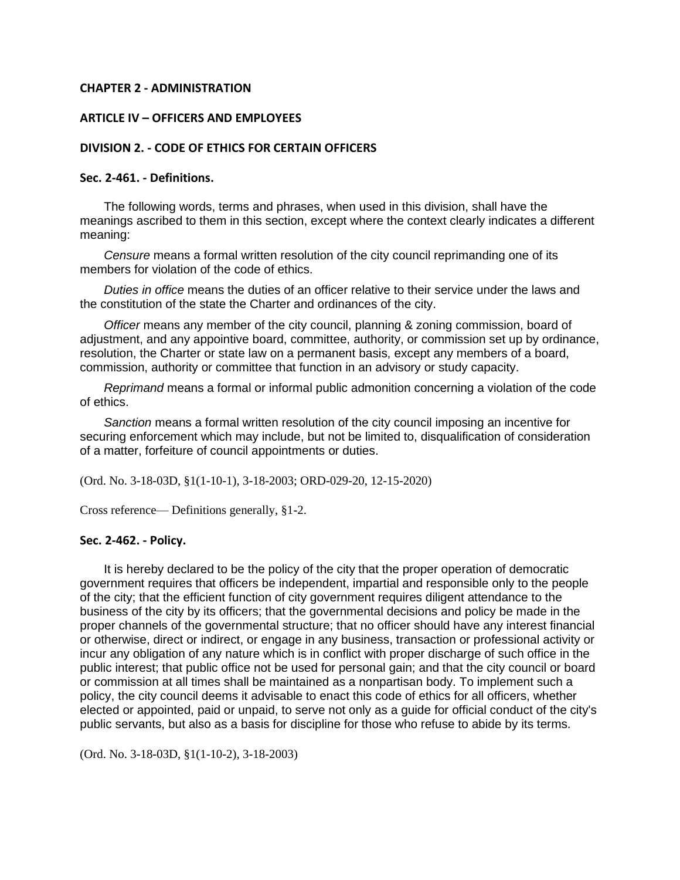**CHAPTER 2 - ADMINISTRATION**

**ARTICLE IV – OFFICERS AND EMPLOYEES**

**DIVISION 2. - CODE OF ETHICS FOR CERTAIN OFFICERS**

**Sec. 2-461. - Definitions.**

The following words, terms and phrases, when used in this division, shall have the meanings ascribed to them in this section, except where the context clearly indicates a different meaning:

*Censure* means a formal written resolution of the city council reprimanding one of its members for violation of the code of ethics.

*Duties in office* means the duties of an officer relative to their service under the laws and the constitution of the state the Charter and ordinances of the city.

*Officer* means any member of the city council, planning & zoning commission, board of adjustment, and any appointive board, committee, authority, or commission set up by ordinance, resolution, the Charter or state law on a permanent basis, except any members of a board, commission, authority or committee that function in an advisory or study capacity.

*Reprimand* means a formal or informal public admonition concerning a violation of the code of ethics.

*Sanction* means a formal written resolution of the city council imposing an incentive for securing enforcement which may include, but not be limited to, disqualification of consideration of a matter, forfeiture of council appointments or duties.

(Ord. No. 3-18-03D, §1(1-10-1), 3-18-2003; ORD-029-20, 12-15-2020)

Cross reference— Definitions generally, §1-2.

**Sec. 2-462. - Policy.**

It is hereby declared to be the policy of the city that the proper operation of democratic government requires that officers be independent, impartial and responsible only to the people of the city; that the efficient function of city government requires diligent attendance to the business of the city by its officers; that the governmental decisions and policy be made in the proper channels of the governmental structure; that no officer should have any interest financial or otherwise, direct or indirect, or engage in any business, transaction or professional activity or incur any obligation of any nature which is in conflict with proper discharge of such office in the public interest; that public office not be used for personal gain; and that the city council or board or commission at all times shall be maintained as a nonpartisan body. To implement such a policy, the city council deems it advisable to enact this code of ethics for all officers, whether elected or appointed, paid or unpaid, to serve not only as a guide for official conduct of the city's public servants, but also as a basis for discipline for those who refuse to abide by its terms.

(Ord. No. 3-18-03D, §1(1-10-2), 3-18-2003)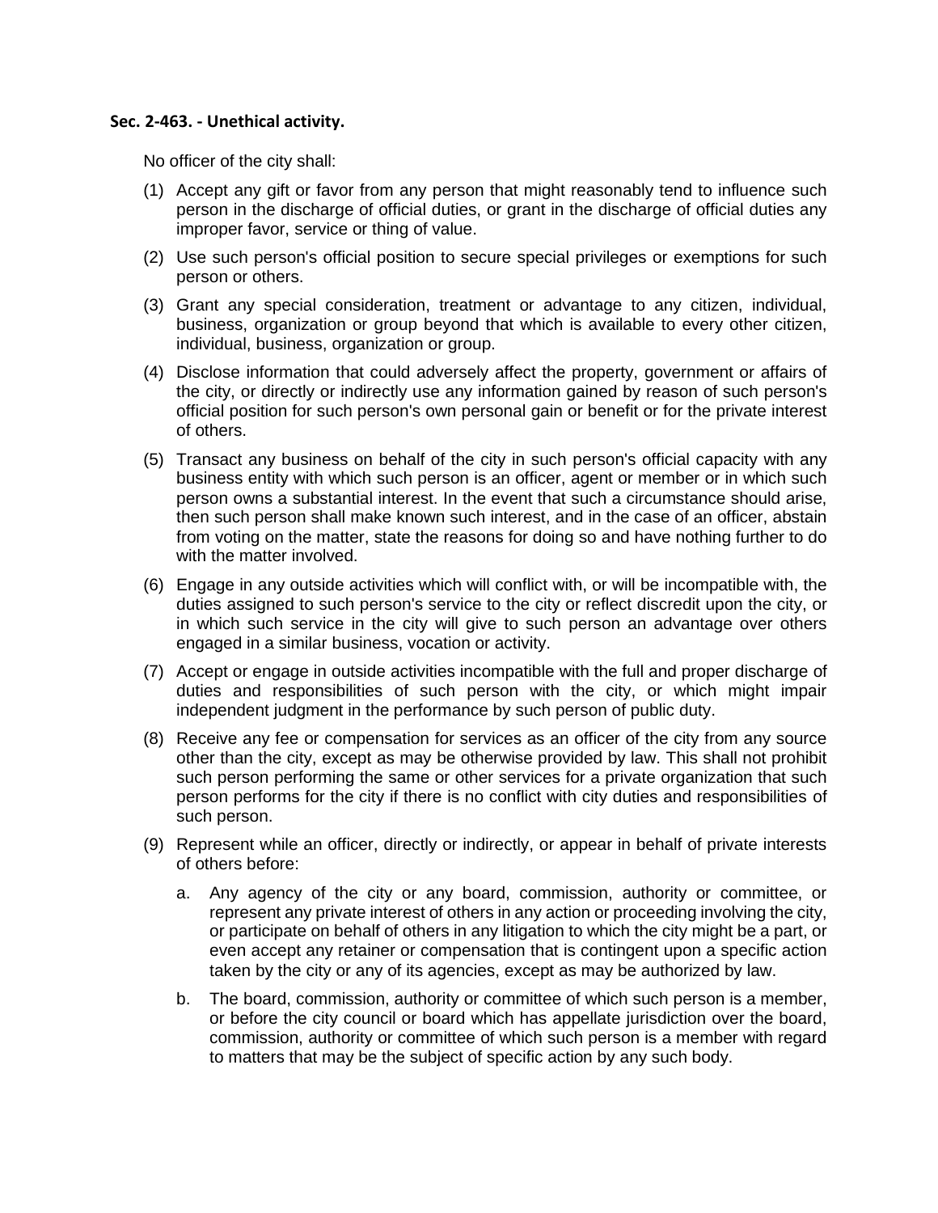**Sec. 2-463. - Unethical activity.**

No officer of the city shall:

(1) Accept any gift or favor from any person that might reasonably tend to influence such person in the discharge of official duties, or grant in the discharge of official duties any improper favor, service or thing of value.

(2) Use such person's official position to secure special privileges or exemptions for such person or others.

(3) Grant any special consideration, treatment or advantage to any citizen, individual, business, organization or group beyond that which is available to every other citizen, individual, business, organization or group.

(4) Disclose information that could adversely affect the property, government or affairs of the city, or directly or indirectly use any information gained by reason of such person's official position for such person's own personal gain or benefit or for the private interest of others.

(5) Transact any business on behalf of the city in such person's official capacity with any business entity with which such person is an officer, agent or member or in which such person owns a substantial interest. In the event that such a circumstance should arise, then such person shall make known such interest, and in the case of an officer, abstain from voting on the matter, state the reasons for doing so and have nothing further to do with the matter involved.

(6) Engage in any outside activities which will conflict with, or will be incompatible with, the duties assigned to such person's service to the city or reflect discredit upon the city, or in which such service in the city will give to such person an advantage over others engaged in a similar business, vocation or activity.

(7) Accept or engage in outside activities incompatible with the full and proper discharge of duties and responsibilities of such person with the city, or which might impair independent judgment in the performance by such person of public duty.

(8) Receive any fee or compensation for services as an officer of the city from any source other than the city, except as may be otherwise provided by law. This shall not prohibit such person performing the same or other services for a private organization that such person performs for the city if there is no conflict with city duties and responsibilities of such person.

(9) Represent while an officer, directly or indirectly, or appear in behalf of private interests of others before:

   a. Any agency of the city or any board, commission, authority or committee, or represent any private interest of others in any action or proceeding involving the city, or participate on behalf of others in any litigation to which the city might be a part, or even accept any retainer or compensation that is contingent upon a specific action taken by the city or any of its agencies, except as may be authorized by law.

   b. The board, commission, authority or committee of which such person is a member, or before the city council or board which has appellate jurisdiction over the board, commission, authority or committee of which such person is a member with regard to matters that may be the subject of specific action by any such body.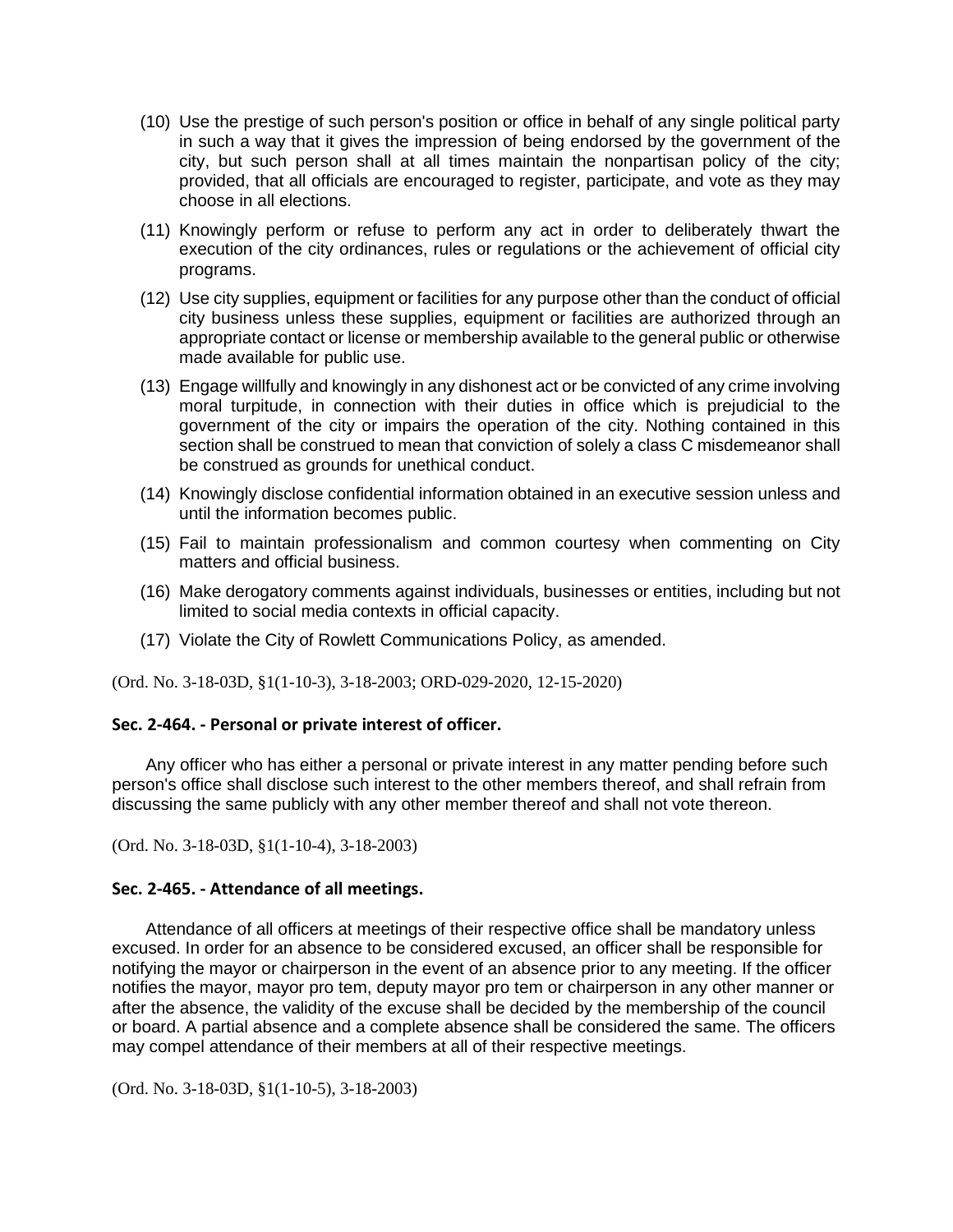(10) Use the prestige of such person's position or office in behalf of any single political party in such a way that it gives the impression of being endorsed by the government of the city, but such person shall at all times maintain the nonpartisan policy of the city; provided, that all officials are encouraged to register, participate, and vote as they may choose in all elections.

(11) Knowingly perform or refuse to perform any act in order to deliberately thwart the execution of the city ordinances, rules or regulations or the achievement of official city programs.

(12) Use city supplies, equipment or facilities for any purpose other than the conduct of official city business unless these supplies, equipment or facilities are authorized through an appropriate contact or license or membership available to the general public or otherwise made available for public use.

(13) Engage willfully and knowingly in any dishonest act or be convicted of any crime involving moral turpitude, in connection with their duties in office which is prejudicial to the government of the city or impairs the operation of the city. Nothing contained in this section shall be construed to mean that conviction of solely a class C misdemeanor shall be construed as grounds for unethical conduct.

(14) Knowingly disclose confidential information obtained in an executive session unless and until the information becomes public.

(15) Fail to maintain professionalism and common courtesy when commenting on City matters and official business.

(16) Make derogatory comments against individuals, businesses or entities, including but not limited to social media contexts in official capacity.

(17) Violate the City of Rowlett Communications Policy, as amended.

(Ord. No. 3-18-03D, §1(1-10-3), 3-18-2003; ORD-029-2020, 12-15-2020)

### Sec. 2-464. - Personal or private interest of officer.

Any officer who has either a personal or private interest in any matter pending before such person's office shall disclose such interest to the other members thereof, and shall refrain from discussing the same publicly with any other member thereof and shall not vote thereon.

(Ord. No. 3-18-03D, §1(1-10-4), 3-18-2003)

### Sec. 2-465. - Attendance of all meetings.

Attendance of all officers at meetings of their respective office shall be mandatory unless excused. In order for an absence to be considered excused, an officer shall be responsible for notifying the mayor or chairperson in the event of an absence prior to any meeting. If the officer notifies the mayor, mayor pro tem, deputy mayor pro tem or chairperson in any other manner or after the absence, the validity of the excuse shall be decided by the membership of the council or board. A partial absence and a complete absence shall be considered the same. The officers may compel attendance of their members at all of their respective meetings.

(Ord. No. 3-18-03D, §1(1-10-5), 3-18-2003)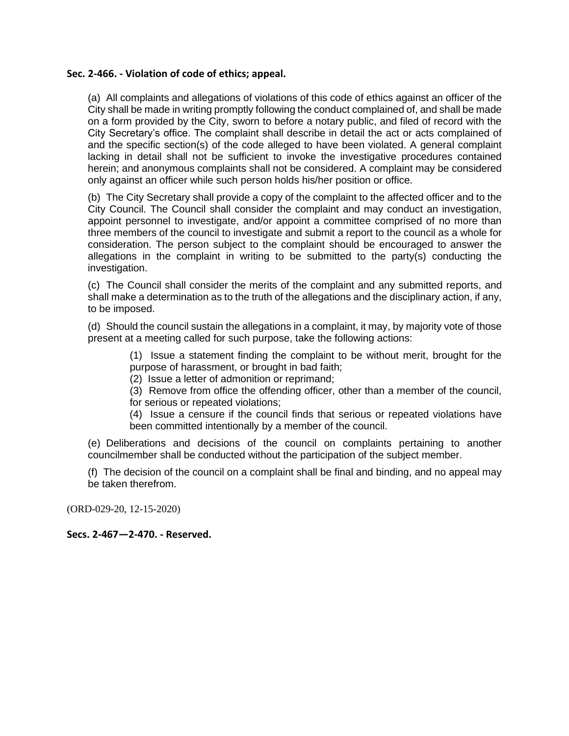**Sec. 2-466. - Violation of code of ethics; appeal.**

(a) All complaints and allegations of violations of this code of ethics against an officer of the City shall be made in writing promptly following the conduct complained of, and shall be made on a form provided by the City, sworn to before a notary public, and filed of record with the City Secretary's office. The complaint shall describe in detail the act or acts complained of and the specific section(s) of the code alleged to have been violated. A general complaint lacking in detail shall not be sufficient to invoke the investigative procedures contained herein; and anonymous complaints shall not be considered. A complaint may be considered only against an officer while such person holds his/her position or office.

(b) The City Secretary shall provide a copy of the complaint to the affected officer and to the City Council. The Council shall consider the complaint and may conduct an investigation, appoint personnel to investigate, and/or appoint a committee comprised of no more than three members of the council to investigate and submit a report to the council as a whole for consideration. The person subject to the complaint should be encouraged to answer the allegations in the complaint in writing to be submitted to the party(s) conducting the investigation.

(c) The Council shall consider the merits of the complaint and any submitted reports, and shall make a determination as to the truth of the allegations and the disciplinary action, if any, to be imposed.

(d) Should the council sustain the allegations in a complaint, it may, by majority vote of those present at a meeting called for such purpose, take the following actions:

(1) Issue a statement finding the complaint to be without merit, brought for the purpose of harassment, or brought in bad faith;

(2) Issue a letter of admonition or reprimand;

(3) Remove from office the offending officer, other than a member of the council, for serious or repeated violations;

(4) Issue a censure if the council finds that serious or repeated violations have been committed intentionally by a member of the council.

(e) Deliberations and decisions of the council on complaints pertaining to another councilmember shall be conducted without the participation of the subject member.

(f) The decision of the council on a complaint shall be final and binding, and no appeal may be taken therefrom.

(ORD-029-20, 12-15-2020)

**Secs. 2-467—2-470. - Reserved.**